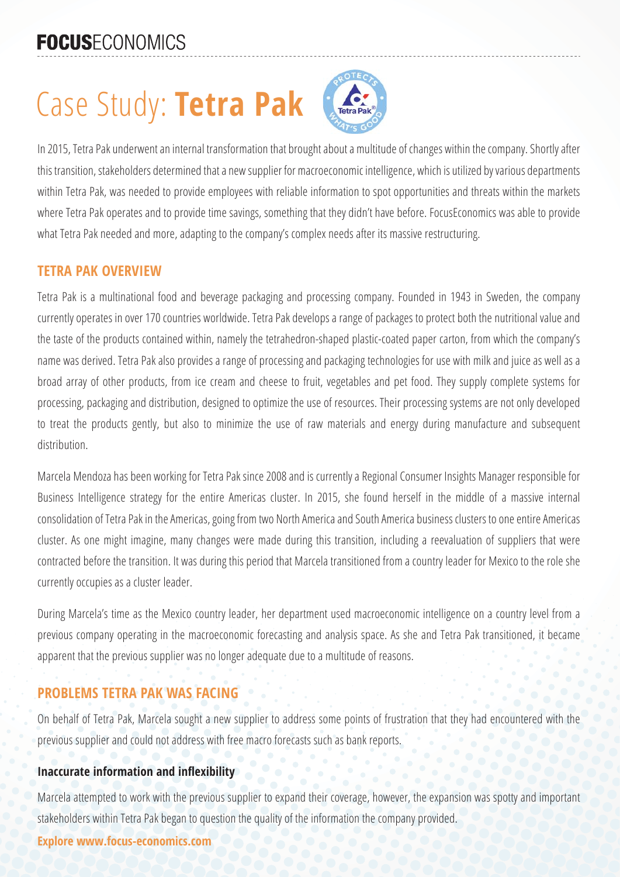# Case Study: **Tetra Pak**

In 2015, Tetra Pak underwent an internal transformation that brought about a multitude of changes within the company. Shortly after this transition, stakeholders determined that a new supplier for macroeconomic intelligence, which is utilized by various departments within Tetra Pak, was needed to provide employees with reliable information to spot opportunities and threats within the markets where Tetra Pak operates and to provide time savings, something that they didn't have before. FocusEconomics was able to provide what Tetra Pak needed and more, adapting to the company's complex needs after its massive restructuring.

## TETRA PAK OVERVIEW

Tetra Pak is a multinational food and beverage packaging and processing company. Founded in 1943 in Sweden, the company currently operates in over 170 countries worldwide. Tetra Pak develops a range of packages to protect both the nutritional value and the taste of the products contained within, namely the tetrahedron-shaped plastic-coated paper carton, from which the company's name was derived. Tetra Pak also provides a range of processing and packaging technologies for use with milk and juice as well as a broad array of other products, from ice cream and cheese to fruit, vegetables and pet food. They supply complete systems for processing, packaging and distribution, designed to optimize the use of resources. Their processing systems are not only developed to treat the products gently, but also to minimize the use of raw materials and energy during manufacture and subsequent distribution.

Marcela Mendoza has been working for Tetra Pak since 2008 and is currently a Regional Consumer Insights Manager responsible for Business Intelligence strategy for the entire Americas cluster. In 2015, she found herself in the middle of a massive internal consolidation of Tetra Pak in the Americas, going from two North America and South America business clusters to one entire Americas cluster. As one might imagine, many changes were made during this transition, including a reevaluation of suppliers that were contracted before the transition. It was during this period that Marcela transitioned from a country leader for Mexico to the role she currently occupies as a cluster leader.

During Marcela's time as the Mexico country leader, her department used macroeconomic intelligence on a country level from a previous company operating in the macroeconomic forecasting and analysis space. As she and Tetra Pak transitioned, it became apparent that the previous supplier was no longer adequate due to a multitude of reasons.

## PROBLEMS TETRA PAK WAS FACING

On behalf of Tetra Pak, Marcela sought a new supplier to address some points of frustration that they had encountered with the previous supplier and could not address with free macro forecasts such as bank reports.

### Inaccurate information and inflexibility

Marcela attempted to work with the previous supplier to expand their coverage, however, the expansion was spotty and important stakeholders within Tetra Pak began to question the quality of the information the company provided.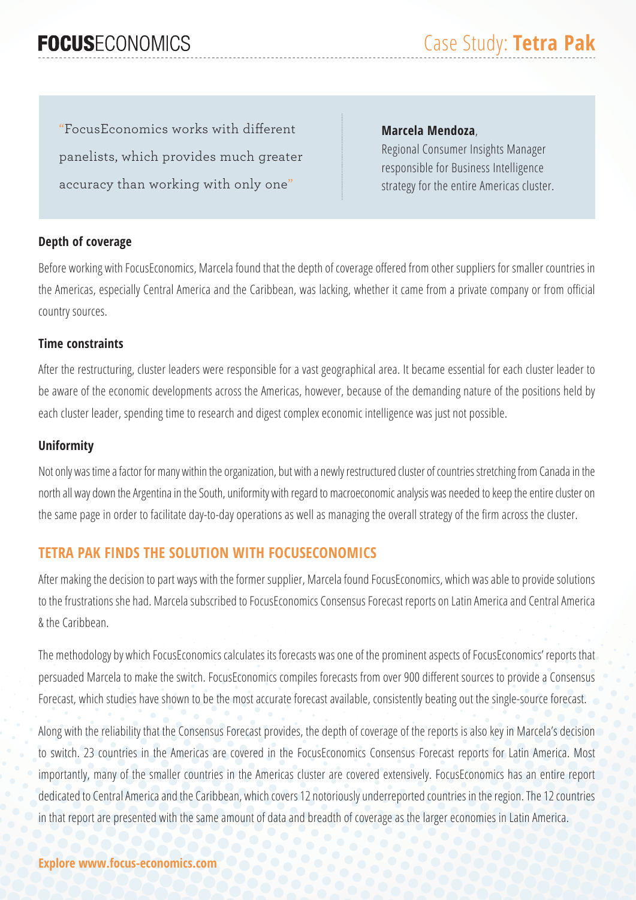> "FocusEconomics works with different panelists, which provides much greater accuracy than working with only one"

**Marcela Mendoza**,
Regional Consumer Insights Manager responsible for Business Intelligence strategy for the entire Americas cluster.

**Depth of coverage**

Before working with FocusEconomics, Marcela found that the depth of coverage offered from other suppliers for smaller countries in the Americas, especially Central America and the Caribbean, was lacking, whether it came from a private company or from official country sources.

**Time constraints**

After the restructuring, cluster leaders were responsible for a vast geographical area. It became essential for each cluster leader to be aware of the economic developments across the Americas, however, because of the demanding nature of the positions held by each cluster leader, spending time to research and digest complex economic intelligence was just not possible.

**Uniformity**

Not only was time a factor for many within the organization, but with a newly restructured cluster of countries stretching from Canada in the north all way down the Argentina in the South, uniformity with regard to macroeconomic analysis was needed to keep the entire cluster on the same page in order to facilitate day-to-day operations as well as managing the overall strategy of the firm across the cluster.

## TETRA PAK FINDS THE SOLUTION WITH FOCUSECONOMICS

After making the decision to part ways with the former supplier, Marcela found FocusEconomics, which was able to provide solutions to the frustrations she had. Marcela subscribed to FocusEconomics Consensus Forecast reports on Latin America and Central America & the Caribbean.

The methodology by which FocusEconomics calculates its forecasts was one of the prominent aspects of FocusEconomics' reports that persuaded Marcela to make the switch. FocusEconomics compiles forecasts from over 900 different sources to provide a Consensus Forecast, which studies have shown to be the most accurate forecast available, consistently beating out the single-source forecast.

Along with the reliability that the Consensus Forecast provides, the depth of coverage of the reports is also key in Marcela's decision to switch. 23 countries in the Americas are covered in the FocusEconomics Consensus Forecast reports for Latin America. Most importantly, many of the smaller countries in the Americas cluster are covered extensively. FocusEconomics has an entire report dedicated to Central America and the Caribbean, which covers 12 notoriously underreported countries in the region. The 12 countries in that report are presented with the same amount of data and breadth of coverage as the larger economies in Latin America.

**Explore www.focus-economics.com**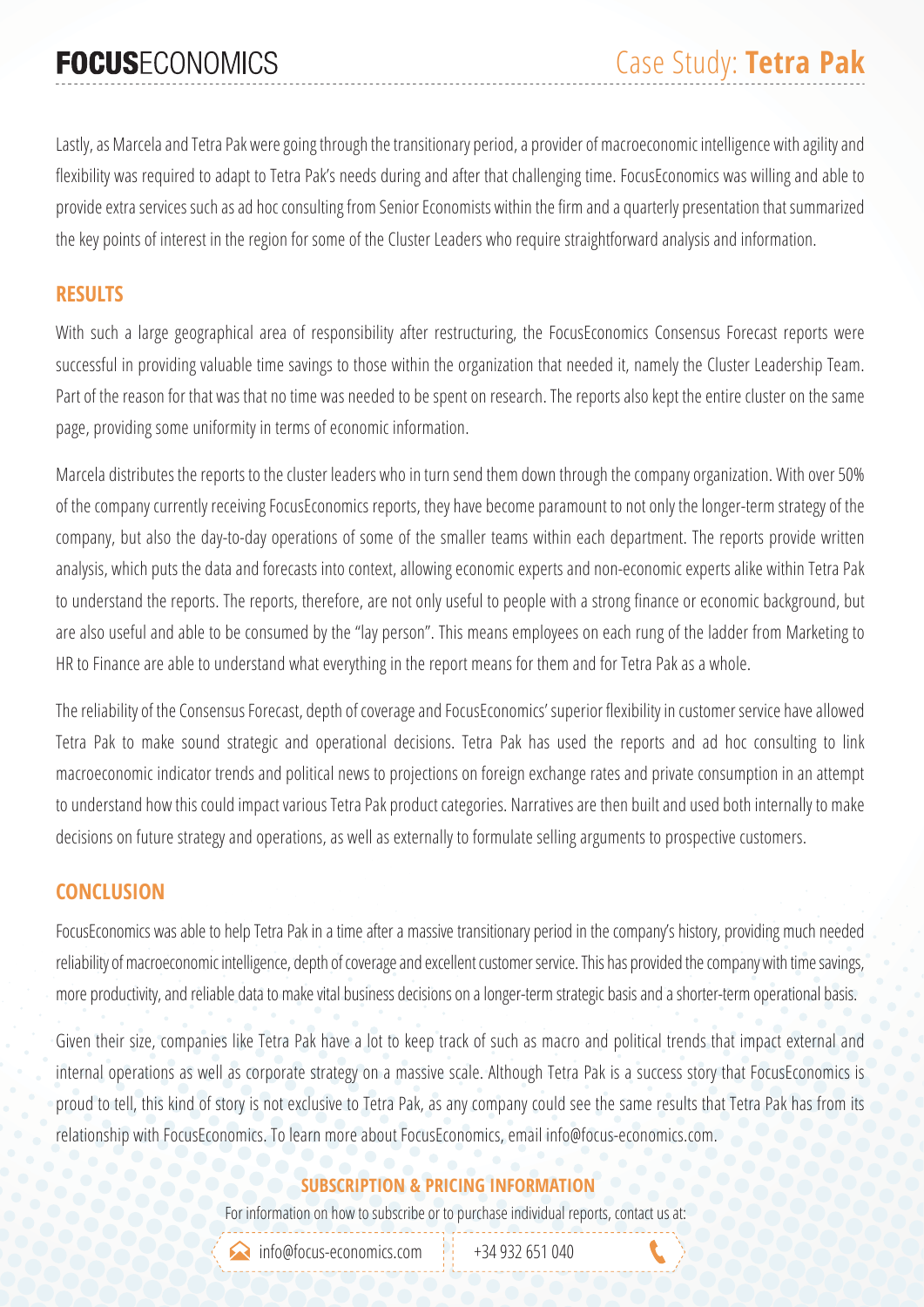Lastly, as Marcela and Tetra Pak were going through the transitionary period, a provider of macroeconomic intelligence with agility and flexibility was required to adapt to Tetra Pak's needs during and after that challenging time. FocusEconomics was willing and able to provide extra services such as ad hoc consulting from Senior Economists within the firm and a quarterly presentation that summarized the key points of interest in the region for some of the Cluster Leaders who require straightforward analysis and information.

## RESULTS

With such a large geographical area of responsibility after restructuring, the FocusEconomics Consensus Forecast reports were successful in providing valuable time savings to those within the organization that needed it, namely the Cluster Leadership Team. Part of the reason for that was that no time was needed to be spent on research. The reports also kept the entire cluster on the same page, providing some uniformity in terms of economic information.

Marcela distributes the reports to the cluster leaders who in turn send them down through the company organization. With over 50% of the company currently receiving FocusEconomics reports, they have become paramount to not only the longer-term strategy of the company, but also the day-to-day operations of some of the smaller teams within each department. The reports provide written analysis, which puts the data and forecasts into context, allowing economic experts and non-economic experts alike within Tetra Pak to understand the reports. The reports, therefore, are not only useful to people with a strong finance or economic background, but are also useful and able to be consumed by the "lay person". This means employees on each rung of the ladder from Marketing to HR to Finance are able to understand what everything in the report means for them and for Tetra Pak as a whole.

The reliability of the Consensus Forecast, depth of coverage and FocusEconomics' superior flexibility in customer service have allowed Tetra Pak to make sound strategic and operational decisions. Tetra Pak has used the reports and ad hoc consulting to link macroeconomic indicator trends and political news to projections on foreign exchange rates and private consumption in an attempt to understand how this could impact various Tetra Pak product categories. Narratives are then built and used both internally to make decisions on future strategy and operations, as well as externally to formulate selling arguments to prospective customers.

## CONCLUSION

FocusEconomics was able to help Tetra Pak in a time after a massive transitionary period in the company's history, providing much needed reliability of macroeconomic intelligence, depth of coverage and excellent customer service. This has provided the company with time savings, more productivity, and reliable data to make vital business decisions on a longer-term strategic basis and a shorter-term operational basis.

Given their size, companies like Tetra Pak have a lot to keep track of such as macro and political trends that impact external and internal operations as well as corporate strategy on a massive scale. Although Tetra Pak is a success story that FocusEconomics is proud to tell, this kind of story is not exclusive to Tetra Pak, as any company could see the same results that Tetra Pak has from its relationship with FocusEconomics. To learn more about FocusEconomics, email info@focus-economics.com.

### SUBSCRIPTION & PRICING INFORMATION

For information on how to subscribe or to purchase individual reports, contact us at:

info@focus-economics.com | +34 932 651 040